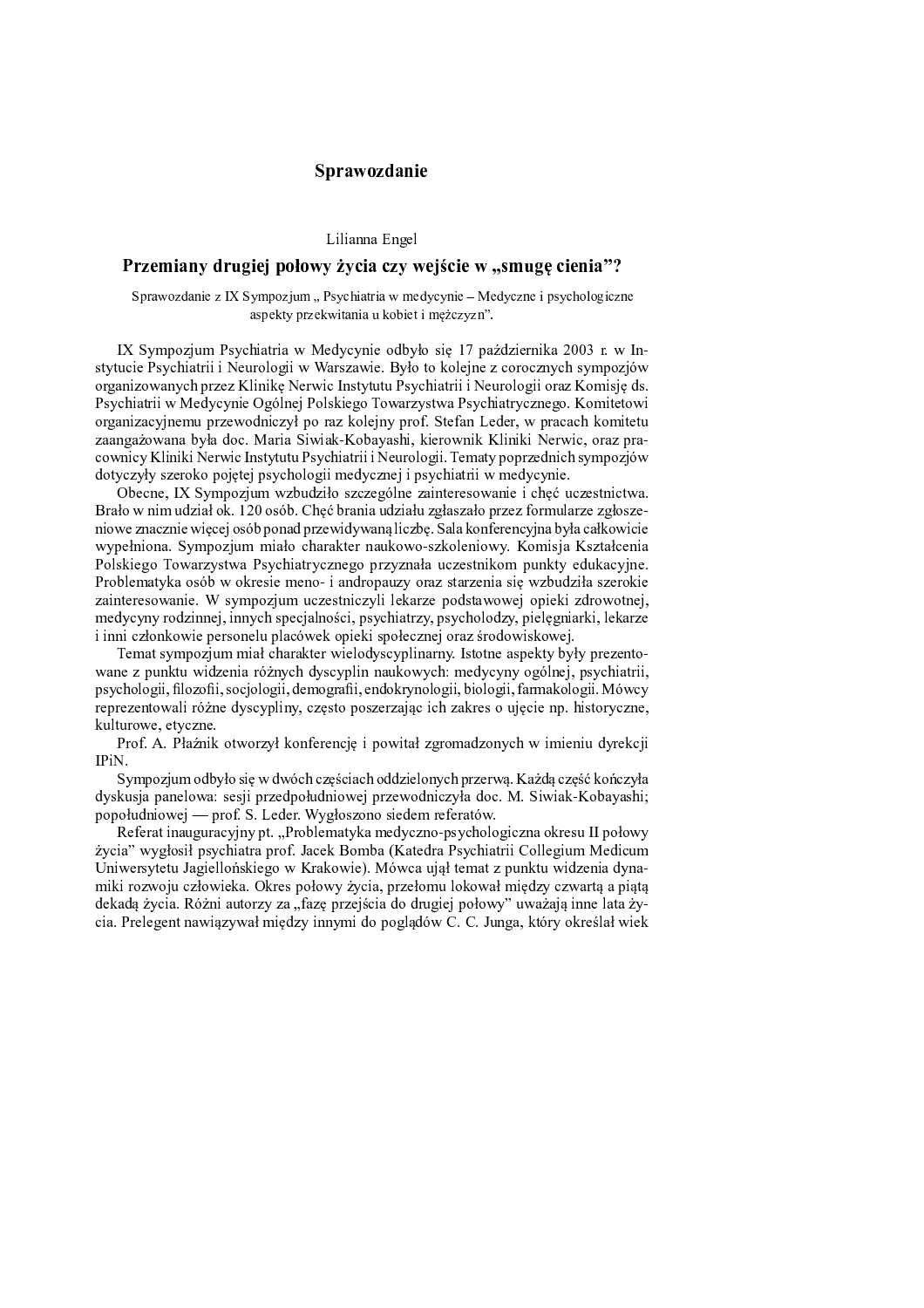## Sprawozdanie

Lilianna Engel

# Przemiany drugiej połowy życia czy wejście w „smugę cienia”?

Sprawozdanie z IX Sympozjum „ Psychiatria w medycynie – Medyczne i psychologiczne aspekty przekwitania u kobiet i mężczyzn”.

IX Sympozjum Psychiatria w Medycynie odbyło się 17 października 2003 r. w Instytucie Psychiatrii i Neurologii w Warszawie. Było to kolejne z corocznych sympozjów organizowanych przez Klinikę Nerwic Instytutu Psychiatrii i Neurologii oraz Komisję ds. Psychiatrii w Medycynie Ogólnej Polskiego Towarzystwa Psychiatrycznego. Komitetowi organizacyjnemu przewodniczył po raz kolejny prof. Stefan Leder, w pracach komitetu zaangażowana była doc. Maria Siwiak-Kobayashi, kierownik Kliniki Nerwic, oraz pracownicy Kliniki Nerwic Instytutu Psychiatrii i Neurologii. Tematy poprzednich sympozjów dotyczyły szeroko pojętej psychologii medycznej i psychiatrii w medycynie.

Obecne, IX Sympozjum wzbudziło szczególne zainteresowanie i chęć uczestnictwa. Brało w nim udział ok. 120 osób. Chęć brania udziału zgłaszało przez formularze zgłoszeniowe znacznie więcej osób ponad przewidywaną liczbę. Sala konferencyjna była całkowicie wypełniona. Sympozjum miało charakter naukowo-szkoleniowy. Komisja Kształcenia Polskiego Towarzystwa Psychiatrycznego przyznała uczestnikom punkty edukacyjne. Problematyka osób w okresie meno- i andropauzy oraz starzenia się wzbudziła szerokie zainteresowanie. W sympozjum uczestniczyli lekarze podstawowej opieki zdrowotnej, medycyny rodzinnej, innych specjalności, psychiatrzy, psycholodzy, pielęgniarki, lekarze i inni członkowie personelu placówek opieki społecznej oraz środowiskowej.

Temat sympozjum miał charakter wielodyscyplinarny. Istotne aspekty były prezentowane z punktu widzenia różnych dyscyplin naukowych: medycyny ogólnej, psychiatrii, psychologii, filozofii, socjologii, demografii, endokrynologii, biologii, farmakologii. Mówcy reprezentowali różne dyscypliny, często poszerzając ich zakres o ujęcie np. historyczne, kulturowe, etyczne.

Prof. A. Płaźnik otworzył konferencję i powitał zgromadzonych w imieniu dyrekcji IPiN.

Sympozjum odbyło się w dwóch częściach oddzielonych przerwą. Każdą część kończyła dyskusja panelowa: sesji przedpołudniowej przewodniczyła doc. M. Siwiak-Kobayashi; popołudniowej — prof. S. Leder. Wygłoszono siedem referatów.

Referat inauguracyjny pt. „Problematyka medyczno-psychologiczna okresu II połowy życia” wygłosił psychiatra prof. Jacek Bomba (Katedra Psychiatrii Collegium Medicum Uniwersytetu Jagiellońskiego w Krakowie). Mówca ujął temat z punktu widzenia dynamiki rozwoju człowieka. Okres połowy życia, przełomu lokował między czwartą a piątą dekadą życia. Różni autorzy za „fazę przejścia do drugiej połowy” uważają inne lata życia. Prelegent nawiązywał między innymi do poglądów C. C. Junga, który określał wiek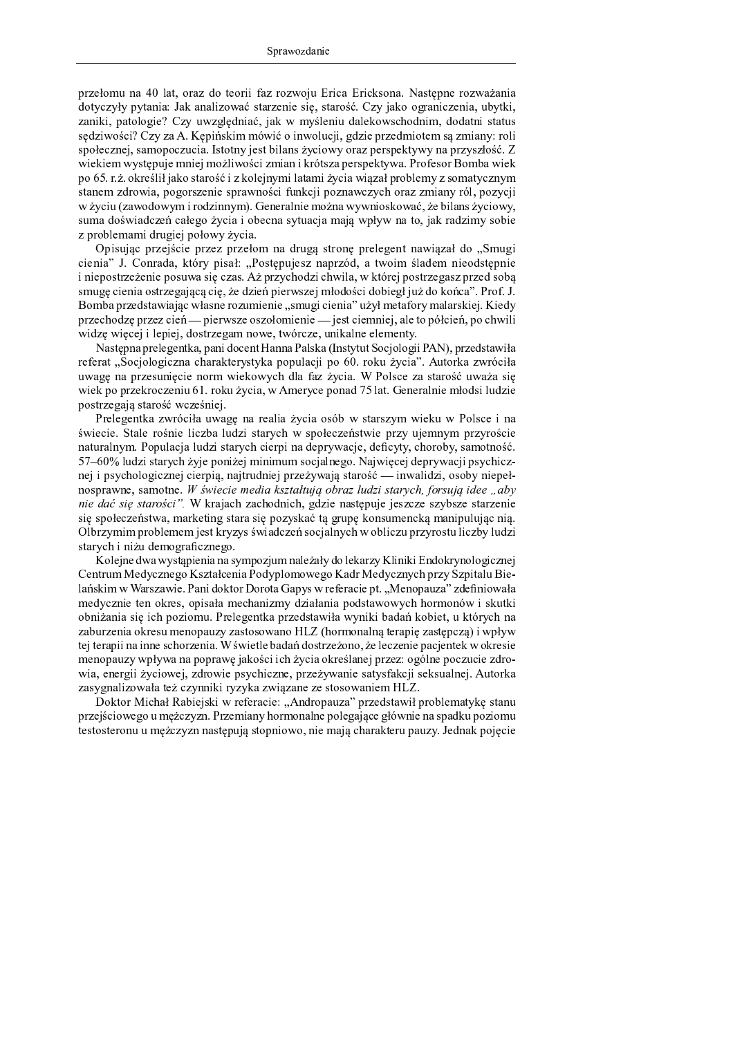przełomu na 40 lat, oraz do teorii faz rozwoju Erica Ericksona. Następne rozważania dotyczyły pytania: Jak analizować starzenie się, starość. Czy jako ograniczenia, ubytki, zaniki, patologie? Czy uwzględniać, jak w myśleniu dalekowschodnim, dodatni status sędziwości? Czy za A. Kępińskim mówić o inwolucji, gdzie przedmiotem są zmiany: roli społecznej, samopoczucia. Istotny jest bilans życiowy oraz perspektywy na przyszłość. Z wiekiem występuje mniej możliwości zmian i krótsza perspektywa. Profesor Bomba wiek po 65. r.ż. określił jako starość i z kolejnymi latami życia wiązał problemy z somatycznym stanem zdrowia, pogorszenie sprawności funkcji poznawczych oraz zmiany ról, pozycji w życiu (zawodowym i rodzinnym). Generalnie można wywnioskować, że bilans życiowy, suma doświadczeń całego życia i obecna sytuacja mają wpływ na to, jak radzimy sobie z problemami drugiej połowy życia.

Opisując przejście przez przełom na drugą stronę prelegent nawiązał do „Smugi cienia" J. Conrada, który pisał: „Postępujesz naprzód, a twoim śladem nieodstępnie i niepostrzeżenie posuwa się czas. Aż przychodzi chwila, w której postrzegasz przed sobą smugę cienia ostrzegającą cię, że dzień pierwszej młodości dobiegł już do końca". Prof. J. Bomba przedstawiając własne rozumienie „smugi cienia" użył metafory malarskiej. Kiedy przechodzę przez cień — pierwsze oszołomienie — jest ciemniej, ale to półcień, po chwili widzę więcej i lepiej, dostrzegam nowe, twórcze, unikalne elementy.

Następna prelegentka, pani docent Hanna Palska (Instytut Socjologii PAN), przedstawiła referat „Socjologiczna charakterystyka populacji po 60. roku życia". Autorka zwróciła uwagę na przesunięcie norm wiekowych dla faz życia. W Polsce za starość uważa się wiek po przekroczeniu 61. roku życia, w Ameryce ponad 75 lat. Generalnie młodsi ludzie postrzegają starość wcześniej.

Prelegentka zwróciła uwagę na realia życia osób w starszym wieku w Polsce i na świecie. Stale rośnie liczba ludzi starych w społeczeństwie przy ujemnym przyroście naturalnym. Populacja ludzi starych cierpi na deprywacje, deficyty, choroby, samotność. 57–60% ludzi starych żyje poniżej minimum socjalnego. Najwięcej deprywacji psychicznej i psychologicznej cierpią, najtrudniej przeżywają starość — inwalidzi, osoby niepełnosprawne, samotne. *W świecie media kształtują obraz ludzi starych, forsują idee „aby nie dać się starości".* W krajach zachodnich, gdzie następuje jeszcze szybsze starzenie się społeczeństwa, marketing stara się pozyskać tą grupę konsumencką manipulując nią. Olbrzymim problemem jest kryzys świadczeń socjalnych w obliczu przyrostu liczby ludzi starych i niżu demograficznego.

Kolejne dwa wystąpienia na sympozjum należały do lekarzy Kliniki Endokrynologicznej Centrum Medycznego Kształcenia Podyplomowego Kadr Medycznych przy Szpitalu Bielańskim w Warszawie. Pani doktor Dorota Gapys w referacie pt. „Menopauza" zdefiniowała medycznie ten okres, opisała mechanizmy działania podstawowych hormonów i skutki obniżania się ich poziomu. Prelegentka przedstawiła wyniki badań kobiet, u których na zaburzenia okresu menopauzy zastosowano HLZ (hormonalną terapię zastępczą) i wpływ tej terapii na inne schorzenia. W świetle badań dostrzeżono, że leczenie pacjentek w okresie menopauzy wpływa na poprawę jakości ich życia określanej przez: ogólne poczucie zdrowia, energii życiowej, zdrowie psychiczne, przeżywanie satysfakcji seksualnej. Autorka zasygnalizowała też czynniki ryzyka związane ze stosowaniem HLZ.

Doktor Michał Rabiejski w referacie: „Andropauza" przedstawił problematykę stanu przejściowego u mężczyzn. Przemiany hormonalne polegające głównie na spadku poziomu testosteronu u mężczyzn następują stopniowo, nie mają charakteru pauzy. Jednak pojęcie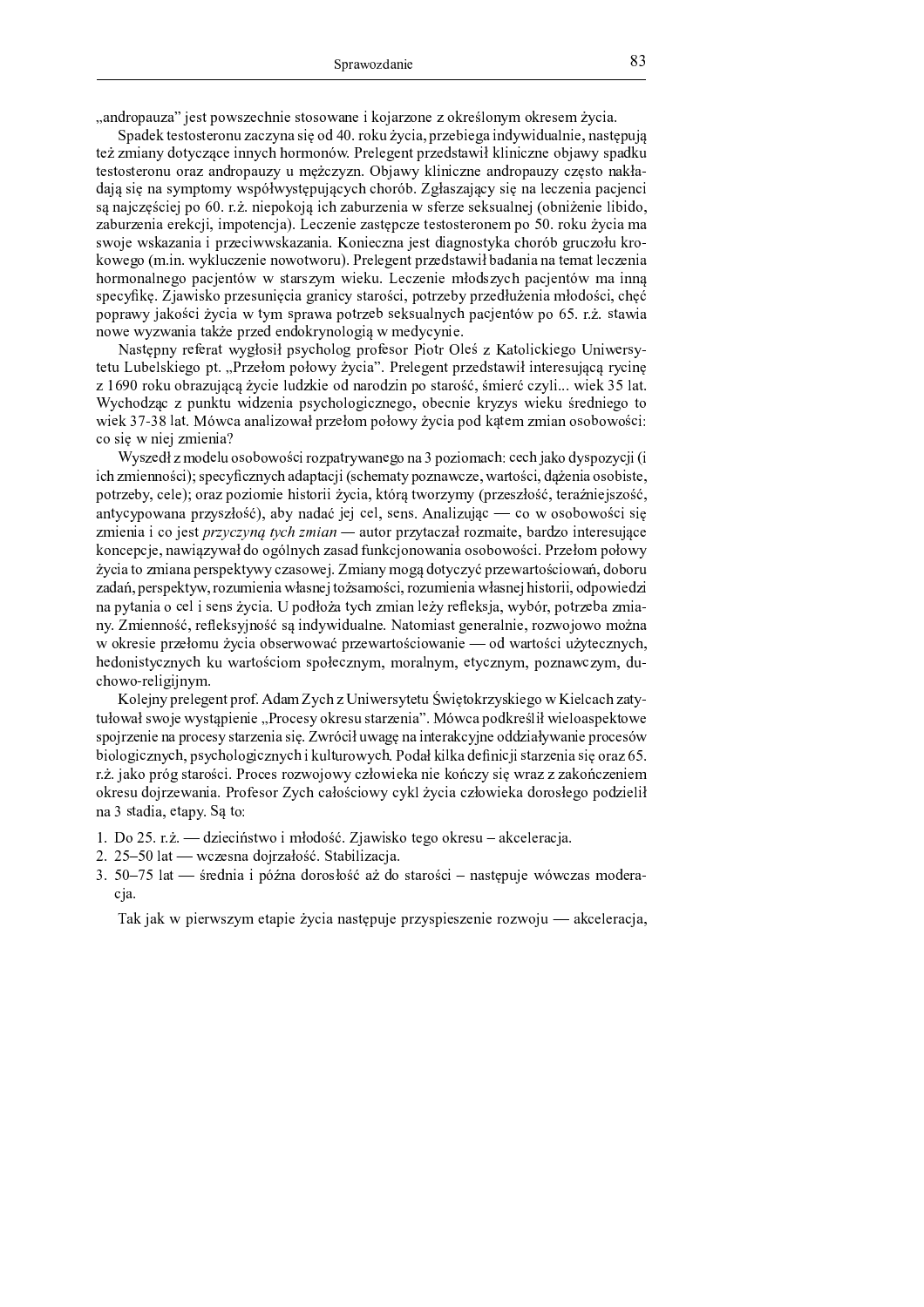„andropauza" jest powszechnie stosowane i kojarzone z określonym okresem życia.

Spadek testosteronu zaczyna się od 40. roku życia, przebiega indywidualnie, następują też zmiany dotyczące innych hormonów. Prelegent przedstawił kliniczne objawy spadku testosteronu oraz andropauzy u mężczyzn. Objawy kliniczne andropauzy często nakładają się na symptomy współwystępujących chorób. Zgłaszający się na leczenia pacjenci są najczęściej po 60. r.ż. niepokoją ich zaburzenia w sferze seksualnej (obniżenie libido, zaburzenia erekcji, impotencja). Leczenie zastępcze testosteronem po 50. roku życia ma swoje wskazania i przeciwwskazania. Konieczna jest diagnostyka chorób gruczołu krokowego (m.in. wykluczenie nowotworu). Prelegent przedstawił badania na temat leczenia hormonalnego pacjentów w starszym wieku. Leczenie młodszych pacjentów ma inną specyfikę. Zjawisko przesunięcia granicy starości, potrzeby przedłużenia młodości, chęć poprawy jakości życia w tym sprawa potrzeb seksualnych pacjentów po 65. r.ż. stawia nowe wyzwania także przed endokrynologią w medycynie.

Następny referat wygłosił psycholog profesor Piotr Oleś z Katolickiego Uniwersytetu Lubelskiego pt. „Przełom połowy życia". Prelegent przedstawił interesującą rycinę z 1690 roku obrazującą życie ludzkie od narodzin po starość, śmierć czyli... wiek 35 lat. Wychodząc z punktu widzenia psychologicznego, obecnie kryzys wieku średniego to wiek 37-38 lat. Mówca analizował przełom połowy życia pod kątem zmian osobowości: co się w niej zmienia?

Wyszedł z modelu osobowości rozpatrywanego na 3 poziomach: cech jako dyspozycji (i ich zmienności); specyficznych adaptacji (schematy poznawcze, wartości, dążenia osobiste, potrzeby, cele); oraz poziomie historii życia, którą tworzymy (przeszłość, teraźniejszość, antycypowana przyszłość), aby nadać jej cel, sens. Analizując — co w osobowości się zmienia i co jest *przyczyną tych zmian* — autor przytaczał rozmaite, bardzo interesujące koncepcje, nawiązywał do ogólnych zasad funkcjonowania osobowości. Przełom połowy życia to zmiana perspektywy czasowej. Zmiany mogą dotyczyć przewartościowań, doboru zadań, perspektyw, rozumienia własnej tożsamości, rozumienia własnej historii, odpowiedzi na pytania o cel i sens życia. U podłoża tych zmian leży refleksja, wybór, potrzeba zmiany. Zmienność, refleksyjność są indywidualne. Natomiast generalnie, rozwojowo można w okresie przełomu życia obserwować przewartościowanie — od wartości użytecznych, hedonistycznych ku wartościom społecznym, moralnym, etycznym, poznawczym, duchowo-religijnym.

Kolejny prelegent prof. Adam Zych z Uniwersytetu Świętokrzyskiego w Kielcach zatytułował swoje wystąpienie „Procesy okresu starzenia". Mówca podkreślił wieloaspektowe spojrzenie na procesy starzenia się. Zwrócił uwagę na interakcyjne oddziaływanie procesów biologicznych, psychologicznych i kulturowych. Podał kilka definicji starzenia się oraz 65. r.ż. jako próg starości. Proces rozwojowy człowieka nie kończy się wraz z zakończeniem okresu dojrzewania. Profesor Zych całościowy cykl życia człowieka dorosłego podzielił na 3 stadia, etapy. Są to:

1. Do 25. r.ż. — dzieciństwo i młodość. Zjawisko tego okresu – akceleracja.
2. 25–50 lat — wczesna dojrzałość. Stabilizacja.
3. 50–75 lat — średnia i późna dorosłość aż do starości – następuje wówczas moderacja.

Tak jak w pierwszym etapie życia następuje przyspieszenie rozwoju — akceleracja,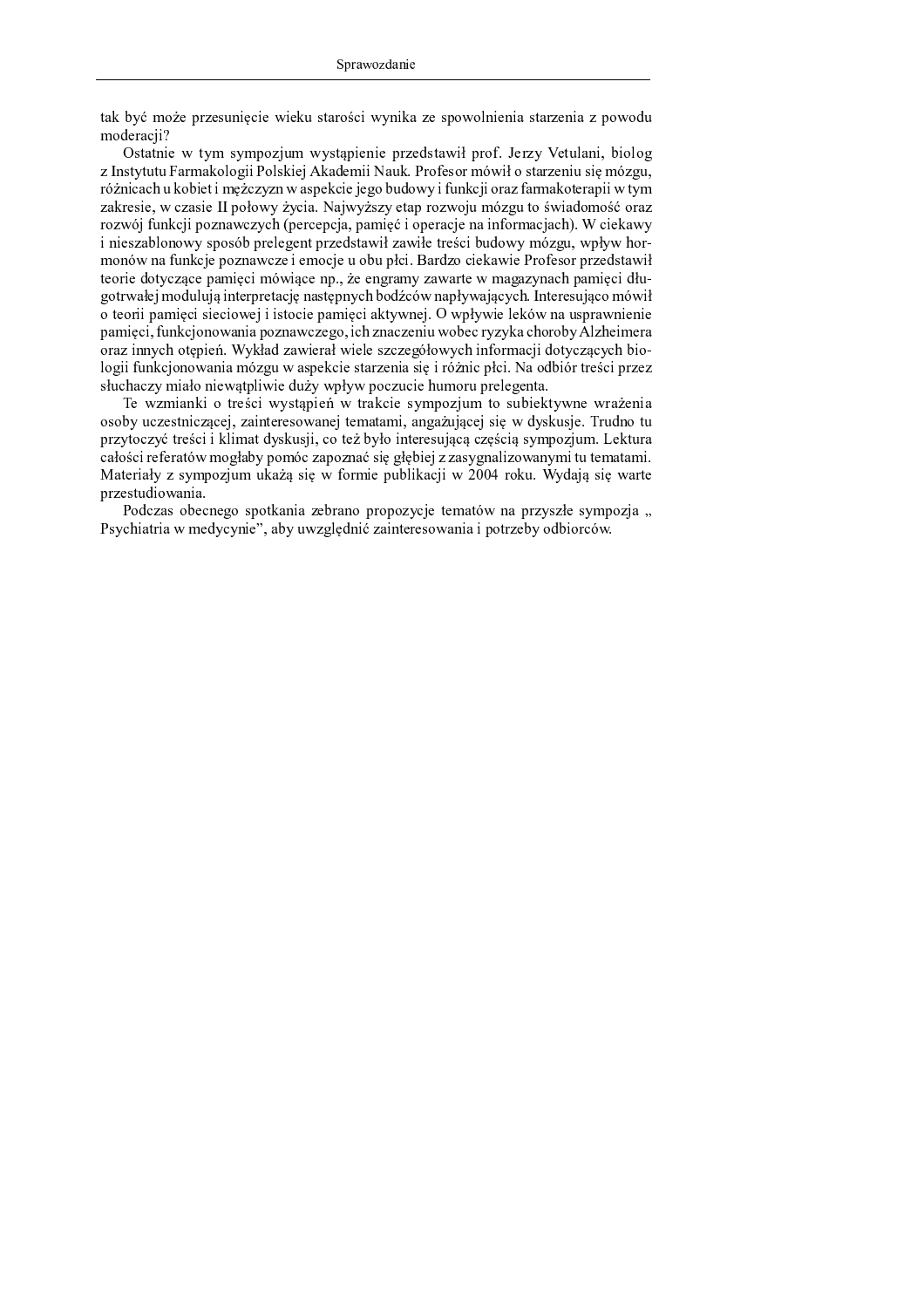tak być może przesunięcie wieku starości wynika ze spowolnienia starzenia z powodu moderacji?

Ostatnie w tym sympozjum wystąpienie przedstawił prof. Jerzy Vetulani, biolog z Instytutu Farmakologii Polskiej Akademii Nauk. Profesor mówił o starzeniu się mózgu, różnicach u kobiet i mężczyzn w aspekcie jego budowy i funkcji oraz farmakoterapii w tym zakresie, w czasie II połowy życia. Najwyższy etap rozwoju mózgu to świadomość oraz rozwój funkcji poznawczych (percepcja, pamięć i operacje na informacjach). W ciekawy i nieszablonowy sposób prelegent przedstawił zawiłe treści budowy mózgu, wpływ hormonów na funkcje poznawcze i emocje u obu płci. Bardzo ciekawie Profesor przedstawił teorie dotyczące pamięci mówiące np., że engramy zawarte w magazynach pamięci długotrwałej modulują interpretację następnych bodźców napływających. Interesująco mówił o teorii pamięci sieciowej i istocie pamięci aktywnej. O wpływie leków na usprawnienie pamięci, funkcjonowania poznawczego, ich znaczeniu wobec ryzyka choroby Alzheimera oraz innych otępień. Wykład zawierał wiele szczegółowych informacji dotyczących biologii funkcjonowania mózgu w aspekcie starzenia się i różnic płci. Na odbiór treści przez słuchaczy miało niewątpliwie duży wpływ poczucie humoru prelegenta.

Te wzmianki o treści wystąpień w trakcie sympozjum to subiektywne wrażenia osoby uczestniczącej, zainteresowanej tematami, angażującej się w dyskusje. Trudno tu przytoczyć treści i klimat dyskusji, co też było interesującą częścią sympozjum. Lektura całości referatów mogłaby pomóc zapoznać się głębiej z zasygnalizowanymi tu tematami. Materiały z sympozjum ukażą się w formie publikacji w 2004 roku. Wydają się warte przestudiowania.

Podczas obecnego spotkania zebrano propozycje tematów na przyszłe sympozja „ Psychiatria w medycynie", aby uwzględnić zainteresowania i potrzeby odbiorców.